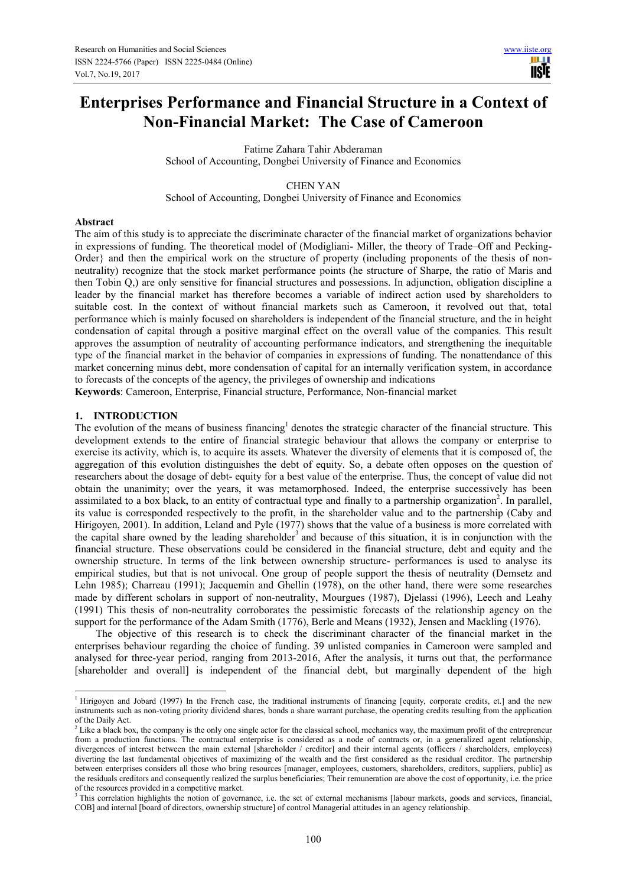# Enterprises Performance and Financial Structure in a Context of Non-Financial Market: The Case of Cameroon

Fatime Zahara Tahir Abderaman
School of Accounting, Dongbei University of Finance and Economics

CHEN YAN
School of Accounting, Dongbei University of Finance and Economics

## Abstract

The aim of this study is to appreciate the discriminate character of the financial market of organizations behavior in expressions of funding. The theoretical model of (Modigliani- Miller, the theory of Trade–Off and Pecking-Order} and then the empirical work on the structure of property (including proponents of the thesis of non-neutrality) recognize that the stock market performance points (he structure of Sharpe, the ratio of Maris and then Tobin Q,) are only sensitive for financial structures and possessions. In adjunction, obligation discipline a leader by the financial market has therefore becomes a variable of indirect action used by shareholders to suitable cost. In the context of without financial markets such as Cameroon, it revolved out that, total performance which is mainly focused on shareholders is independent of the financial structure, and the in height condensation of capital through a positive marginal effect on the overall value of the companies. This result approves the assumption of neutrality of accounting performance indicators, and strengthening the inequitable type of the financial market in the behavior of companies in expressions of funding. The nonattendance of this market concerning minus debt, more condensation of capital for an internally verification system, in accordance to forecasts of the concepts of the agency, the privileges of ownership and indications

**Keywords**: Cameroon, Enterprise, Financial structure, Performance, Non-financial market

## 1. INTRODUCTION

The evolution of the means of business financing[1] denotes the strategic character of the financial structure. This development extends to the entire of financial strategic behaviour that allows the company or enterprise to exercise its activity, which is, to acquire its assets. Whatever the diversity of elements that it is composed of, the aggregation of this evolution distinguishes the debt of equity. So, a debate often opposes on the question of researchers about the dosage of debt- equity for a best value of the enterprise. Thus, the concept of value did not obtain the unanimity; over the years, it was metamorphosed. Indeed, the enterprise successively has been assimilated to a box black, to an entity of contractual type and finally to a partnership organization[2]. In parallel, its value is corresponded respectively to the profit, in the shareholder value and to the partnership (Caby and Hirigoyen, 2001). In addition, Leland and Pyle (1977) shows that the value of a business is more correlated with the capital share owned by the leading shareholder[3] and because of this situation, it is in conjunction with the financial structure. These observations could be considered in the financial structure, debt and equity and the ownership structure. In terms of the link between ownership structure- performances is used to analyse its empirical studies, but that is not univocal. One group of people support the thesis of neutrality (Demsetz and Lehn 1985); Charreau (1991); Jacquemin and Ghellin (1978), on the other hand, there were some researches made by different scholars in support of non-neutrality, Mourgues (1987), Djelassi (1996), Leech and Leahy (1991) This thesis of non-neutrality corroborates the pessimistic forecasts of the relationship agency on the support for the performance of the Adam Smith (1776), Berle and Means (1932), Jensen and Mackling (1976).

The objective of this research is to check the discriminant character of the financial market in the enterprises behaviour regarding the choice of funding. 39 unlisted companies in Cameroon were sampled and analysed for three-year period, ranging from 2013-2016, After the analysis, it turns out that, the performance [shareholder and overall] is independent of the financial debt, but marginally dependent of the high

---

[1] Hirigoyen and Jobard (1997) In the French case, the traditional instruments of financing [equity, corporate credits, et.] and the new instruments such as non-voting priority dividend shares, bonds a share warrant purchase, the operating credits resulting from the application of the Daily Act.

[2] Like a black box, the company is the only one single actor for the classical school, mechanics way, the maximum profit of the entrepreneur from a production functions. The contractual enterprise is considered as a node of contracts or, in a generalized agent relationship, divergences of interest between the main external [shareholder / creditor] and their internal agents (officers / shareholders, employees) diverting the last fundamental objectives of maximizing of the wealth and the first considered as the residual creditor. The partnership between enterprises considers all those who bring resources [manager, employees, customers, shareholders, creditors, suppliers, public] as the residuals creditors and consequently realized the surplus beneficiaries; Their remuneration are above the cost of opportunity, i.e. the price of the resources provided in a competitive market.

[3] This correlation highlights the notion of governance, i.e. the set of external mechanisms [labour markets, goods and services, financial, COB] and internal [board of directors, ownership structure] of control Managerial attitudes in an agency relationship.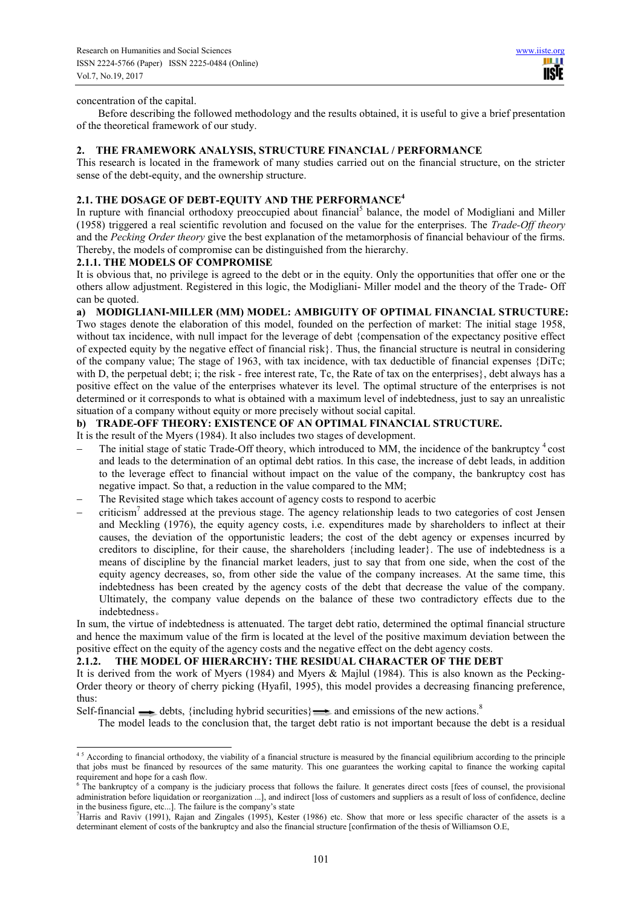concentration of the capital.

Before describing the followed methodology and the results obtained, it is useful to give a brief presentation of the theoretical framework of our study.

## 2. THE FRAMEWORK ANALYSIS, STRUCTURE FINANCIAL / PERFORMANCE

This research is located in the framework of many studies carried out on the financial structure, on the stricter sense of the debt-equity, and the ownership structure.

### 2.1. THE DOSAGE OF DEBT-EQUITY AND THE PERFORMANCE[4]

In rupture with financial orthodoxy preoccupied about financial[5] balance, the model of Modigliani and Miller (1958) triggered a real scientific revolution and focused on the value for the enterprises. The *Trade-Off theory* and the *Pecking Order theory* give the best explanation of the metamorphosis of financial behaviour of the firms. Thereby, the models of compromise can be distinguished from the hierarchy.

#### 2.1.1. THE MODELS OF COMPROMISE

It is obvious that, no privilege is agreed to the debt or in the equity. Only the opportunities that offer one or the others allow adjustment. Registered in this logic, the Modigliani- Miller model and the theory of the Trade- Off can be quoted.

**a) MODIGLIANI-MILLER (MM) MODEL: AMBIGUITY OF OPTIMAL FINANCIAL STRUCTURE:**

Two stages denote the elaboration of this model, founded on the perfection of market: The initial stage 1958, without tax incidence, with null impact for the leverage of debt {compensation of the expectancy positive effect of expected equity by the negative effect of financial risk}. Thus, the financial structure is neutral in considering of the company value; The stage of 1963, with tax incidence, with tax deductible of financial expenses {DiTc; with D, the perpetual debt; i; the risk - free interest rate, Tc, the Rate of tax on the enterprises}, debt always has a positive effect on the value of the enterprises whatever its level. The optimal structure of the enterprises is not determined or it corresponds to what is obtained with a maximum level of indebtedness, just to say an unrealistic situation of a company without equity or more precisely without social capital.

**b) TRADE-OFF THEORY: EXISTENCE OF AN OPTIMAL FINANCIAL STRUCTURE.**

It is the result of the Myers (1984). It also includes two stages of development.

- The initial stage of static Trade-Off theory, which introduced to MM, the incidence of the bankruptcy [4] cost and leads to the determination of an optimal debt ratios. In this case, the increase of debt leads, in addition to the leverage effect to financial without impact on the value of the company, the bankruptcy cost has negative impact. So that, a reduction in the value compared to the MM;
- The Revisited stage which takes account of agency costs to respond to acerbic
- criticism[7] addressed at the previous stage. The agency relationship leads to two categories of cost Jensen and Meckling (1976), the equity agency costs, i.e. expenditures made by shareholders to inflect at their causes, the deviation of the opportunistic leaders; the cost of the debt agency or expenses incurred by creditors to discipline, for their cause, the shareholders {including leader}. The use of indebtedness is a means of discipline by the financial market leaders, just to say that from one side, when the cost of the equity agency decreases, so, from other side the value of the company increases. At the same time, this indebtedness has been created by the agency costs of the debt that decrease the value of the company. Ultimately, the company value depends on the balance of these two contradictory effects due to the indebtedness。

In sum, the virtue of indebtedness is attenuated. The target debt ratio, determined the optimal financial structure and hence the maximum value of the firm is located at the level of the positive maximum deviation between the positive effect on the equity of the agency costs and the negative effect on the debt agency costs.

#### 2.1.2. THE MODEL OF HIERARCHY: THE RESIDUAL CHARACTER OF THE DEBT

It is derived from the work of Myers (1984) and Myers & Majlul (1984). This is also known as the Pecking-Order theory or theory of cherry picking (Hyafil, 1995), this model provides a decreasing financing preference, thus:

Self-financial → debts, {including hybrid securities} → and emissions of the new actions.[8]

The model leads to the conclusion that, the target debt ratio is not important because the debt is a residual

---

[4] [5] According to financial orthodoxy, the viability of a financial structure is measured by the financial equilibrium according to the principle that jobs must be financed by resources of the same maturity. This one guarantees the working capital to finance the working capital requirement and hope for a cash flow.

[6] The bankruptcy of a company is the judiciary process that follows the failure. It generates direct costs [fees of counsel, the provisional administration before liquidation or reorganization ...], and indirect [loss of customers and suppliers as a result of loss of confidence, decline in the business figure, etc...]. The failure is the company's state

[7] Harris and Raviv (1991), Rajan and Zingales (1995), Kester (1986) etc. Show that more or less specific character of the assets is a determinant element of costs of the bankruptcy and also the financial structure [confirmation of the thesis of Williamson O.E,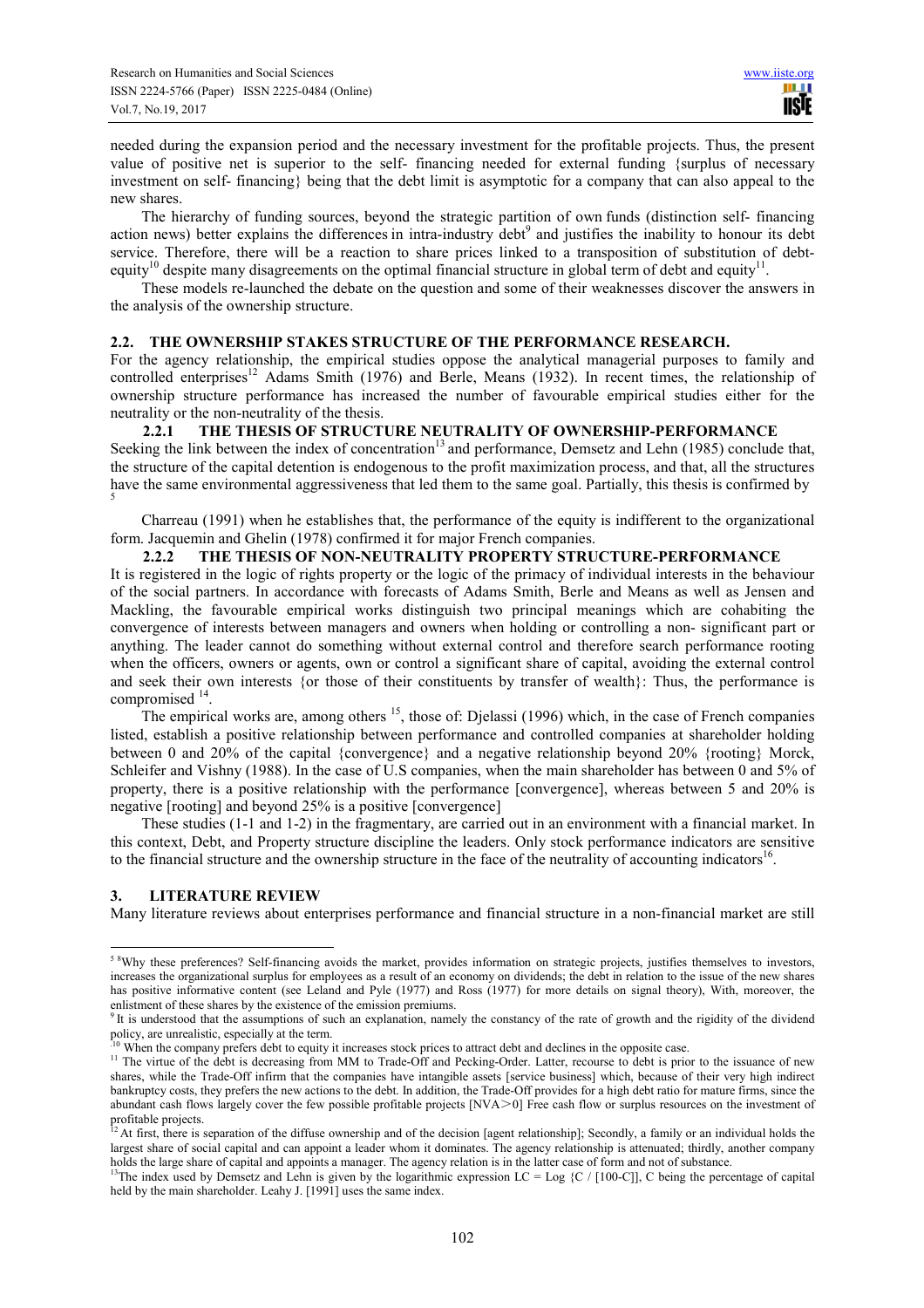needed during the expansion period and the necessary investment for the profitable projects. Thus, the present value of positive net is superior to the self- financing needed for external funding {surplus of necessary investment on self- financing} being that the debt limit is asymptotic for a company that can also appeal to the new shares.

The hierarchy of funding sources, beyond the strategic partition of own funds (distinction self- financing action news) better explains the differences in intra-industry debt[9] and justifies the inability to honour its debt service. Therefore, there will be a reaction to share prices linked to a transposition of substitution of debt-equity[10] despite many disagreements on the optimal financial structure in global term of debt and equity[11].

These models re-launched the debate on the question and some of their weaknesses discover the answers in the analysis of the ownership structure.

## 2.2. THE OWNERSHIP STAKES STRUCTURE OF THE PERFORMANCE RESEARCH.

For the agency relationship, the empirical studies oppose the analytical managerial purposes to family and controlled enterprises[12] Adams Smith (1976) and Berle, Means (1932). In recent times, the relationship of ownership structure performance has increased the number of favourable empirical studies either for the neutrality or the non-neutrality of the thesis.

### 2.2.1 THE THESIS OF STRUCTURE NEUTRALITY OF OWNERSHIP-PERFORMANCE

Seeking the link between the index of concentration[13] and performance, Demsetz and Lehn (1985) conclude that, the structure of the capital detention is endogenous to the profit maximization process, and that, all the structures have the same environmental aggressiveness that led them to the same goal. Partially, this thesis is confirmed by [5]

Charreau (1991) when he establishes that, the performance of the equity is indifferent to the organizational form. Jacquemin and Ghelin (1978) confirmed it for major French companies.

### 2.2.2 THE THESIS OF NON-NEUTRALITY PROPERTY STRUCTURE-PERFORMANCE

It is registered in the logic of rights property or the logic of the primacy of individual interests in the behaviour of the social partners. In accordance with forecasts of Adams Smith, Berle and Means as well as Jensen and Mackling, the favourable empirical works distinguish two principal meanings which are cohabiting the convergence of interests between managers and owners when holding or controlling a non- significant part or anything. The leader cannot do something without external control and therefore search performance rooting when the officers, owners or agents, own or control a significant share of capital, avoiding the external control and seek their own interests {or those of their constituents by transfer of wealth}: Thus, the performance is compromised [14].

The empirical works are, among others [15], those of: Djelassi (1996) which, in the case of French companies listed, establish a positive relationship between performance and controlled companies at shareholder holding between 0 and 20% of the capital {convergence} and a negative relationship beyond 20% {rooting} Morck, Schleifer and Vishny (1988). In the case of U.S companies, when the main shareholder has between 0 and 5% of property, there is a positive relationship with the performance [convergence], whereas between 5 and 20% is negative [rooting] and beyond 25% is a positive [convergence]

These studies (1-1 and 1-2) in the fragmentary, are carried out in an environment with a financial market. In this context, Debt, and Property structure discipline the leaders. Only stock performance indicators are sensitive to the financial structure and the ownership structure in the face of the neutrality of accounting indicators[16].

## 3. LITERATURE REVIEW

Many literature reviews about enterprises performance and financial structure in a non-financial market are still

---

[5] 8Why these preferences? Self-financing avoids the market, provides information on strategic projects, justifies themselves to investors, increases the organizational surplus for employees as a result of an economy on dividends; the debt in relation to the issue of the new shares has positive informative content (see Leland and Pyle (1977) and Ross (1977) for more details on signal theory), With, moreover, the enlistment of these shares by the existence of the emission premiums.

[9] It is understood that the assumptions of such an explanation, namely the constancy of the rate of growth and the rigidity of the dividend policy, are unrealistic, especially at the term.

[10] When the company prefers debt to equity it increases stock prices to attract debt and declines in the opposite case.

[11] The virtue of the debt is decreasing from MM to Trade-Off and Pecking-Order. Latter, recourse to debt is prior to the issuance of new shares, while the Trade-Off infirm that the companies have intangible assets [service business] which, because of their very high indirect bankruptcy costs, they prefers the new actions to the debt. In addition, the Trade-Off provides for a high debt ratio for mature firms, since the abundant cash flows largely cover the few possible profitable projects [NVA>0] Free cash flow or surplus resources on the investment of profitable projects.

[12] At first, there is separation of the diffuse ownership and of the decision [agent relationship]; Secondly, a family or an individual holds the largest share of social capital and can appoint a leader whom it dominates. The agency relationship is attenuated; thirdly, another company holds the large share of capital and appoints a manager. The agency relation is in the latter case of form and not of substance.

[13] The index used by Demsetz and Lehn is given by the logarithmic expression $LC = \text{Log}\ \{C / [100\text{-}C]\}$, C being the percentage of capital held by the main shareholder. Leahy J. [1991] uses the same index.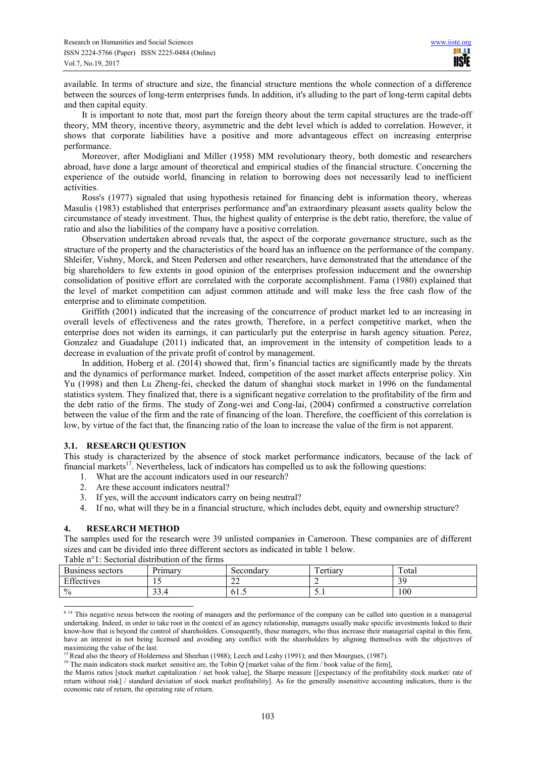available. In terms of structure and size, the financial structure mentions the whole connection of a difference between the sources of long-term enterprises funds. In addition, it's alluding to the part of long-term capital debts and then capital equity.

It is important to note that, most part the foreign theory about the term capital structures are the trade-off theory, MM theory, incentive theory, asymmetric and the debt level which is added to correlation. However, it shows that corporate liabilities have a positive and more advantageous effect on increasing enterprise performance.

Moreover, after Modigliani and Miller (1958) MM revolutionary theory, both domestic and researchers abroad, have done a large amount of theoretical and empirical studies of the financial structure. Concerning the experience of the outside world, financing in relation to borrowing does not necessarily lead to inefficient activities.

Ross's (1977) signaled that using hypothesis retained for financing debt is information theory, whereas Masulis (1983) established that enterprises performance and[6]an extraordinary pleasant assets quality below the circumstance of steady investment. Thus, the highest quality of enterprise is the debt ratio, therefore, the value of ratio and also the liabilities of the company have a positive correlation.

Observation undertaken abroad reveals that, the aspect of the corporate governance structure, such as the structure of the property and the characteristics of the board has an influence on the performance of the company. Shleifer, Vishny, Morck, and Steen Pedersen and other researchers, have demonstrated that the attendance of the big shareholders to few extents in good opinion of the enterprises profession inducement and the ownership consolidation of positive effort are correlated with the corporate accomplishment. Fama (1980) explained that the level of market competition can adjust common attitude and will make less the free cash flow of the enterprise and to eliminate competition.

Griffith (2001) indicated that the increasing of the concurrence of product market led to an increasing in overall levels of effectiveness and the rates growth, Therefore, in a perfect competitive market, when the enterprise does not widen its earnings, it can particularly put the enterprise in harsh agency situation. Perez, Gonzalez and Guadalupe (2011) indicated that, an improvement in the intensity of competition leads to a decrease in evaluation of the private profit of control by management.

In addition, Hoberg et al. (2014) showed that, firm's financial tactics are significantly made by the threats and the dynamics of performance market. Indeed, competition of the asset market affects enterprise policy. Xin Yu (1998) and then Lu Zheng-fei, checked the datum of shanghai stock market in 1996 on the fundamental statistics system. They finalized that, there is a significant negative correlation to the profitability of the firm and the debt ratio of the firms. The study of Zong-wei and Cong-lai, (2004) confirmed a constructive correlation between the value of the firm and the rate of financing of the loan. Therefore, the coefficient of this correlation is low, by virtue of the fact that, the financing ratio of the loan to increase the value of the firm is not apparent.

### 3.1. RESEARCH QUESTION

This study is characterized by the absence of stock market performance indicators, because of the lack of financial markets[17]. Nevertheless, lack of indicators has compelled us to ask the following questions:

1. What are the account indicators used in our research?
2. Are these account indicators neutral?
3. If yes, will the account indicators carry on being neutral?
4. If no, what will they be in a financial structure, which includes debt, equity and ownership structure?

## 4. RESEARCH METHOD

The samples used for the research were 39 unlisted companies in Cameroon. These companies are of different sizes and can be divided into three different sectors as indicated in table 1 below.

Table n°1: Sectorial distribution of the firms

| Business sectors | Primary | Secondary | Tertiary | Total |
|---|---|---|---|---|
| Effectives | 15 | 22 | 2 | 39 |
| % | 33.4 | 61.5 | 5.1 | 100 |

---

[6] [14] This negative nexus between the rooting of managers and the performance of the company can be called into question in a managerial undertaking. Indeed, in order to take root in the context of an agency relationship, managers usually make specific investments linked to their know-how that is beyond the control of shareholders. Consequently, these managers, who thus increase their managerial capital in this firm, have an interest in not being licensed and avoiding any conflict with the shareholders by aligning themselves with the objectives of maximizing the value of the last.

[15] Read also the theory of Holderness and Sheehan (1988); Leech and Leahy (1991); and then Mourgues, (1987).

[16] The main indicators stock market sensitive are, the Tobin Q [market value of the firm / book value of the firm], the Marris ratios [stock market capitalization / net book value], the Sharpe measure [[expectancy of the profitability stock market/ rate of return without risk] / standard deviation of stock market profitability]. As for the generally insensitive accounting indicators, there is the economic rate of return, the operating rate of return.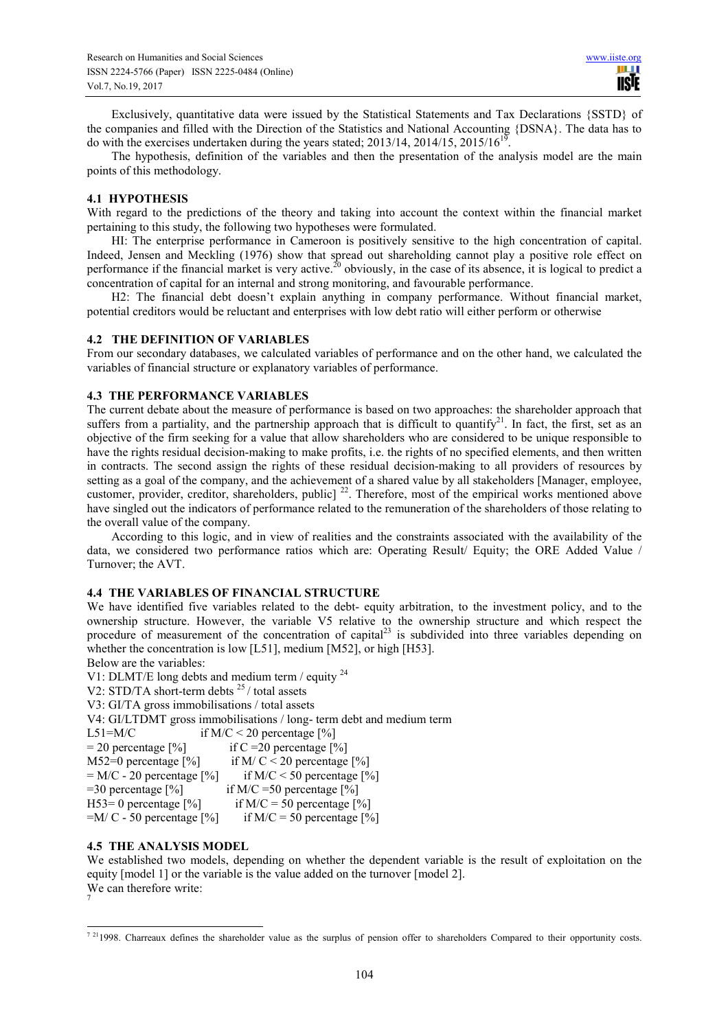Exclusively, quantitative data were issued by the Statistical Statements and Tax Declarations {SSTD} of the companies and filled with the Direction of the Statistics and National Accounting {DSNA}. The data has to do with the exercises undertaken during the years stated; 2013/14, 2014/15, 2015/16[19].

The hypothesis, definition of the variables and then the presentation of the analysis model are the main points of this methodology.

## 4.1 HYPOTHESIS

With regard to the predictions of the theory and taking into account the context within the financial market pertaining to this study, the following two hypotheses were formulated.

HI: The enterprise performance in Cameroon is positively sensitive to the high concentration of capital. Indeed, Jensen and Meckling (1976) show that spread out shareholding cannot play a positive role effect on performance if the financial market is very active.[20] obviously, in the case of its absence, it is logical to predict a concentration of capital for an internal and strong monitoring, and favourable performance.

H2: The financial debt doesn't explain anything in company performance. Without financial market, potential creditors would be reluctant and enterprises with low debt ratio will either perform or otherwise

## 4.2 THE DEFINITION OF VARIABLES

From our secondary databases, we calculated variables of performance and on the other hand, we calculated the variables of financial structure or explanatory variables of performance.

## 4.3 THE PERFORMANCE VARIABLES

The current debate about the measure of performance is based on two approaches: the shareholder approach that suffers from a partiality, and the partnership approach that is difficult to quantify[21]. In fact, the first, set as an objective of the firm seeking for a value that allow shareholders who are considered to be unique responsible to have the rights residual decision-making to make profits, i.e. the rights of no specified elements, and then written in contracts. The second assign the rights of these residual decision-making to all providers of resources by setting as a goal of the company, and the achievement of a shared value by all stakeholders [Manager, employee, customer, provider, creditor, shareholders, public] [22]. Therefore, most of the empirical works mentioned above have singled out the indicators of performance related to the remuneration of the shareholders of those relating to the overall value of the company.

According to this logic, and in view of realities and the constraints associated with the availability of the data, we considered two performance ratios which are: Operating Result/ Equity; the ORE Added Value / Turnover; the AVT.

## 4.4 THE VARIABLES OF FINANCIAL STRUCTURE

We have identified five variables related to the debt- equity arbitration, to the investment policy, and to the ownership structure. However, the variable V5 relative to the ownership structure and which respect the procedure of measurement of the concentration of capital[23] is subdivided into three variables depending on whether the concentration is low [L51], medium [M52], or high [H53].

Below are the variables:

V1: DLMT/E long debts and medium term / equity [24]

V2: STD/TA short-term debts [25] / total assets

V3: GI/TA gross immobilisations / total assets

V4: GI/LTDMT gross immobilisations / long- term debt and medium term

L51=M/C if M/C < 20 percentage [%]

= 20 percentage [%] if C =20 percentage [%]

M52=0 percentage [%] if M/ C < 20 percentage [%]

= M/C - 20 percentage [%] if M/C < 50 percentage [%]

=30 percentage [%] if M/C =50 percentage [%]

H53= 0 percentage [%] if M/C = 50 percentage [%]

=M/ C - 50 percentage [%] if M/C = 50 percentage [%]

## 4.5 THE ANALYSIS MODEL

We established two models, depending on whether the dependent variable is the result of exploitation on the equity [model 1] or the variable is the value added on the turnover [model 2].

We can therefore write:

[7]

---

[7] [21]1998. Charreaux defines the shareholder value as the surplus of pension offer to shareholders Compared to their opportunity costs.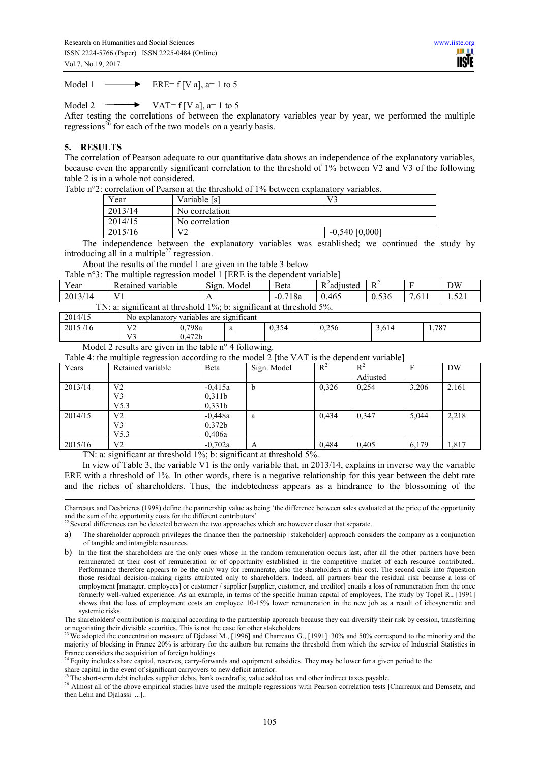Model 1 ⟶ ERE= f [V a], a= 1 to 5

Model 2 ⟶ VAT= f [V a], a= 1 to 5

After testing the correlations of between the explanatory variables year by year, we performed the multiple regressions[26] for each of the two models on a yearly basis.

## 5. RESULTS

The correlation of Pearson adequate to our quantitative data shows an independence of the explanatory variables, because even the apparently significant correlation to the threshold of 1% between V2 and V3 of the following table 2 is in a whole not considered.

Table n°2: correlation of Pearson at the threshold of 1% between explanatory variables.

| Year | Variable [s] | V3 |
|---|---|---|
| 2013/14 | No correlation | |
| 2014/15 | No correlation | |
| 2015/16 | V2 | -0,540 [0,000] |

The independence between the explanatory variables was established; we continued the study by introducing all in a multiple[27] regression.

About the results of the model 1 are given in the table 3 below

Table n°3: The multiple regression model 1 [ERE is the dependent variable]

| Year | Retained variable | Beta | Sign. Model | $R^2$adjusted | $R^2$ | F | DW |
|---|---|---|---|---|---|---|---|
| 2013/14 | V1 | -0.718a | A | 0.465 | 0.536 | 7.611 | 1.521 |
| 2014/15 | No explanatory variables are significant | | | | | | |
| 2015 /16 | V2<br>V3 | 0,798a<br>0,472b | a | 0,354 | 0,256 | 3,614 | 1,787 |

TN: a: significant at threshold 1%; b: significant at threshold 5%.

Model 2 results are given in the table n° 4 following.

Table 4: the multiple regression according to the model 2 [the VAT is the dependent variable]

| Years | Retained variable | Beta | Sign. Model | $R^2$ | $R^2$ Adjusted | F | DW |
|---|---|---|---|---|---|---|---|
| 2013/14 | V2<br>V3<br>V5.3 | -0,415a<br>0,311b<br>0,331b | b | 0,326 | 0,254 | 3,206 | 2.161 |
| 2014/15 | V2<br>V3<br>V5.3 | -0,448a<br>0.372b<br>0,406a | a | 0,434 | 0,347 | 5,044 | 2,218 |
| 2015/16 | V2 | -0,702a | A | 0,484 | 0,405 | 6,179 | 1,817 |

TN: a: significant at threshold 1%; b: significant at threshold 5%.

In view of Table 3, the variable V1 is the only variable that, in 2013/14, explains in inverse way the variable ERE with a threshold of 1%. In other words, there is a negative relationship for this year between the debt rate and the riches of shareholders. Thus, the indebtedness appears as a hindrance to the blossoming of the

---

Charreaux and Desbrieres (1998) define the partnership value as being 'the difference between sales evaluated at the price of the opportunity and the sum of the opportunity costs for the different contributors'

[22] Several differences can be detected between the two approaches which are however closer that separate.

a) The shareholder approach privileges the finance then the partnership [stakeholder] approach considers the company as a conjunction of tangible and intangible resources.

b) In the first the shareholders are the only ones whose in the random remuneration occurs last, after all the other partners have been remunerated at their cost of remuneration or of opportunity established in the competitive market of each resource contributed.. Performance therefore appears to be the only way for remunerate, also the shareholders at this cost. The second calls into #question those residual decision-making rights attributed only to shareholders. Indeed, all partners bear the residual risk because a loss of employment [manager, employees] or customer / supplier [supplier, customer, and creditor] entails a loss of remuneration from the once formerly well-valued experience. As an example, in terms of the specific human capital of employees, The study by Topel R., [1991] shows that the loss of employment costs an employee 10-15% lower remuneration in the new job as a result of idiosyncratic and systemic risks.

The shareholders' contribution is marginal according to the partnership approach because they can diversify their risk by cession, transferring or negotiating their divisible securities. This is not the case for other stakeholders.

[23] We adopted the concentration measure of Djelassi M., [1996] and Charreaux G., [1991]. 30% and 50% correspond to the minority and the majority of blocking in France 20% is arbitrary for the authors but remains the threshold from which the service of Industrial Statistics in France considers the acquisition of foreign holdings.

[24] Equity includes share capital, reserves, carry-forwards and equipment subsidies. They may be lower for a given period to the share capital in the event of significant carryovers to new deficit anterior.

[25] The short-term debt includes supplier debts, bank overdrafts; value added tax and other indirect taxes payable.

[26] Almost all of the above empirical studies have used the multiple regressions with Pearson correlation tests [Charreaux and Demsetz, and then Lehn and Djalassi ...]..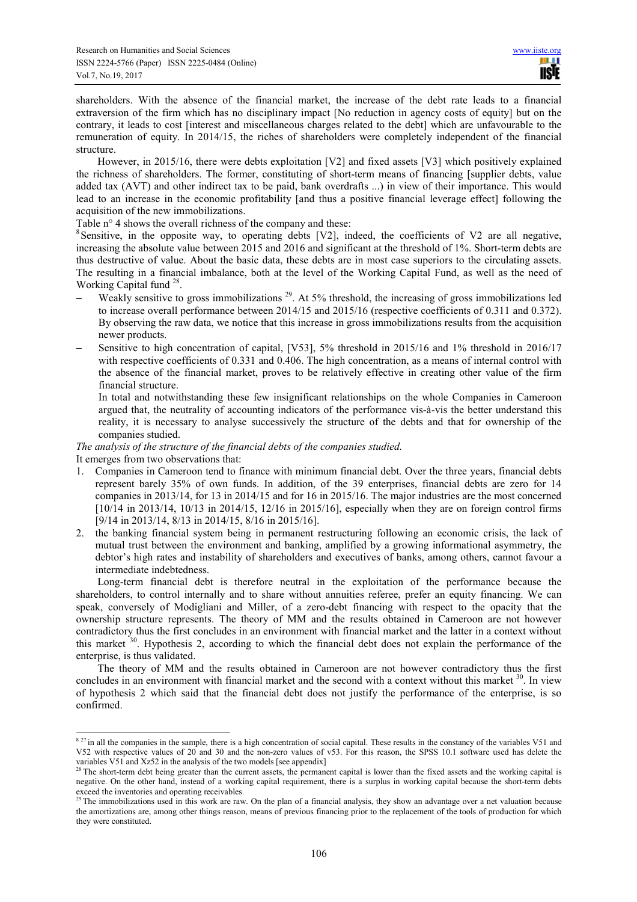shareholders. With the absence of the financial market, the increase of the debt rate leads to a financial extraversion of the firm which has no disciplinary impact [No reduction in agency costs of equity] but on the contrary, it leads to cost [interest and miscellaneous charges related to the debt] which are unfavourable to the remuneration of equity. In 2014/15, the riches of shareholders were completely independent of the financial structure.

However, in 2015/16, there were debts exploitation [V2] and fixed assets [V3] which positively explained the richness of shareholders. The former, constituting of short-term means of financing [supplier debts, value added tax (AVT) and other indirect tax to be paid, bank overdrafts ...) in view of their importance. This would lead to an increase in the economic profitability [and thus a positive financial leverage effect] following the acquisition of the new immobilizations.

Table n° 4 shows the overall richness of the company and these:

[8] Sensitive, in the opposite way, to operating debts [V2], indeed, the coefficients of V2 are all negative, increasing the absolute value between 2015 and 2016 and significant at the threshold of 1%. Short-term debts are thus destructive of value. About the basic data, these debts are in most case superiors to the circulating assets. The resulting in a financial imbalance, both at the level of the Working Capital Fund, as well as the need of Working Capital fund [28].

- Weakly sensitive to gross immobilizations [29]. At 5% threshold, the increasing of gross immobilizations led to increase overall performance between 2014/15 and 2015/16 (respective coefficients of 0.311 and 0.372). By observing the raw data, we notice that this increase in gross immobilizations results from the acquisition newer products.
- Sensitive to high concentration of capital, [V53], 5% threshold in 2015/16 and 1% threshold in 2016/17 with respective coefficients of 0.331 and 0.406. The high concentration, as a means of internal control with the absence of the financial market, proves to be relatively effective in creating other value of the firm financial structure.

  In total and notwithstanding these few insignificant relationships on the whole Companies in Cameroon argued that, the neutrality of accounting indicators of the performance vis-à-vis the better understand this reality, it is necessary to analyse successively the structure of the debts and that for ownership of the companies studied.

*The analysis of the structure of the financial debts of the companies studied.*

It emerges from two observations that:

1. Companies in Cameroon tend to finance with minimum financial debt. Over the three years, financial debts represent barely 35% of own funds. In addition, of the 39 enterprises, financial debts are zero for 14 companies in 2013/14, for 13 in 2014/15 and for 16 in 2015/16. The major industries are the most concerned [10/14 in 2013/14, 10/13 in 2014/15, 12/16 in 2015/16], especially when they are on foreign control firms [9/14 in 2013/14, 8/13 in 2014/15, 8/16 in 2015/16].
2. the banking financial system being in permanent restructuring following an economic crisis, the lack of mutual trust between the environment and banking, amplified by a growing informational asymmetry, the debtor's high rates and instability of shareholders and executives of banks, among others, cannot favour a intermediate indebtedness.

Long-term financial debt is therefore neutral in the exploitation of the performance because the shareholders, to control internally and to share without annuities referee, prefer an equity financing. We can speak, conversely of Modigliani and Miller, of a zero-debt financing with respect to the opacity that the ownership structure represents. The theory of MM and the results obtained in Cameroon are not however contradictory thus the first concludes in an environment with financial market and the latter in a context without this market [30]. Hypothesis 2, according to which the financial debt does not explain the performance of the enterprise, is thus validated.

The theory of MM and the results obtained in Cameroon are not however contradictory thus the first concludes in an environment with financial market and the second with a context without this market [30]. In view of hypothesis 2 which said that the financial debt does not justify the performance of the enterprise, is so confirmed.

---

[8] [27] in all the companies in the sample, there is a high concentration of social capital. These results in the constancy of the variables V51 and V52 with respective values of 20 and 30 and the non-zero values of v53. For this reason, the SPSS 10.1 software used has delete the variables V51 and Xz52 in the analysis of the two models [see appendix]

[28] The short-term debt being greater than the current assets, the permanent capital is lower than the fixed assets and the working capital is negative. On the other hand, instead of a working capital requirement, there is a surplus in working capital because the short-term debts exceed the inventories and operating receivables.

[29] The immobilizations used in this work are raw. On the plan of a financial analysis, they show an advantage over a net valuation because the amortizations are, among other things reason, means of previous financing prior to the replacement of the tools of production for which they were constituted.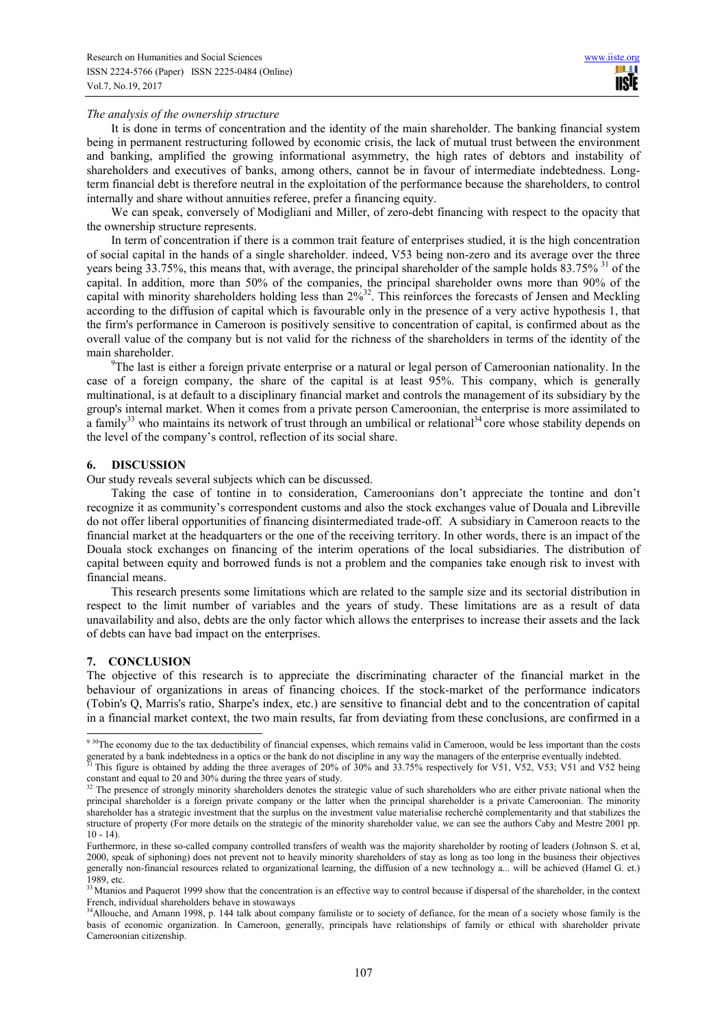*The analysis of the ownership structure*

It is done in terms of concentration and the identity of the main shareholder. The banking financial system being in permanent restructuring followed by economic crisis, the lack of mutual trust between the environment and banking, amplified the growing informational asymmetry, the high rates of debtors and instability of shareholders and executives of banks, among others, cannot be in favour of intermediate indebtedness. Long-term financial debt is therefore neutral in the exploitation of the performance because the shareholders, to control internally and share without annuities referee, prefer a financing equity.

We can speak, conversely of Modigliani and Miller, of zero-debt financing with respect to the opacity that the ownership structure represents.

In term of concentration if there is a common trait feature of enterprises studied, it is the high concentration of social capital in the hands of a single shareholder. indeed, V53 being non-zero and its average over the three years being 33.75%, this means that, with average, the principal shareholder of the sample holds 83.75% [31] of the capital. In addition, more than 50% of the companies, the principal shareholder owns more than 90% of the capital with minority shareholders holding less than 2%[32]. This reinforces the forecasts of Jensen and Meckling according to the diffusion of capital which is favourable only in the presence of a very active hypothesis 1, that the firm's performance in Cameroon is positively sensitive to concentration of capital, is confirmed about as the overall value of the company but is not valid for the richness of the shareholders in terms of the identity of the main shareholder.

[9]The last is either a foreign private enterprise or a natural or legal person of Cameroonian nationality. In the case of a foreign company, the share of the capital is at least 95%. This company, which is generally multinational, is at default to a disciplinary financial market and controls the management of its subsidiary by the group's internal market. When it comes from a private person Cameroonian, the enterprise is more assimilated to a family[33] who maintains its network of trust through an umbilical or relational[34] core whose stability depends on the level of the company's control, reflection of its social share.

## 6. DISCUSSION

Our study reveals several subjects which can be discussed.

Taking the case of tontine in to consideration, Cameroonians don't appreciate the tontine and don't recognize it as community's correspondent customs and also the stock exchanges value of Douala and Libreville do not offer liberal opportunities of financing disintermediated trade-off. A subsidiary in Cameroon reacts to the financial market at the headquarters or the one of the receiving territory. In other words, there is an impact of the Douala stock exchanges on financing of the interim operations of the local subsidiaries. The distribution of capital between equity and borrowed funds is not a problem and the companies take enough risk to invest with financial means.

This research presents some limitations which are related to the sample size and its sectorial distribution in respect to the limit number of variables and the years of study. These limitations are as a result of data unavailability and also, debts are the only factor which allows the enterprises to increase their assets and the lack of debts can have bad impact on the enterprises.

## 7. CONCLUSION

The objective of this research is to appreciate the discriminating character of the financial market in the behaviour of organizations in areas of financing choices. If the stock-market of the performance indicators (Tobin's Q, Marris's ratio, Sharpe's index, etc.) are sensitive to financial debt and to the concentration of capital in a financial market context, the two main results, far from deviating from these conclusions, are confirmed in a

---

[9] [30]The economy due to the tax deductibility of financial expenses, which remains valid in Cameroon, would be less important than the costs generated by a bank indebtedness in a optics or the bank do not discipline in any way the managers of the enterprise eventually indebted.

[31] This figure is obtained by adding the three averages of 20% of 30% and 33.75% respectively for V51, V52, V53; V51 and V52 being constant and equal to 20 and 30% during the three years of study.

[32] The presence of strongly minority shareholders denotes the strategic value of such shareholders who are either private national when the principal shareholder is a foreign private company or the latter when the principal shareholder is a private Cameroonian. The minority shareholder has a strategic investment that the surplus on the investment value materialise recherché complementarity and that stabilizes the structure of property (For more details on the strategic of the minority shareholder value, we can see the authors Caby and Mestre 2001 pp. 10 - 14).

Furthermore, in these so-called company controlled transfers of wealth was the majority shareholder by rooting of leaders (Johnson S. et al, 2000, speak of siphoning) does not prevent not to heavily minority shareholders of stay as long as too long in the business their objectives generally non-financial resources related to organizational learning, the diffusion of a new technology a... will be achieved (Hamel G. et.) 1989, etc.

[33] Mtanios and Paquerot 1999 show that the concentration is an effective way to control because if dispersal of the shareholder, in the context French, individual shareholders behave in stowaways

[34]Allouche, and Amann 1998, p. 144 talk about company familiste or to society of defiance, for the mean of a society whose family is the basis of economic organization. In Cameroon, generally, principals have relationships of family or ethical with shareholder private Cameroonian citizenship.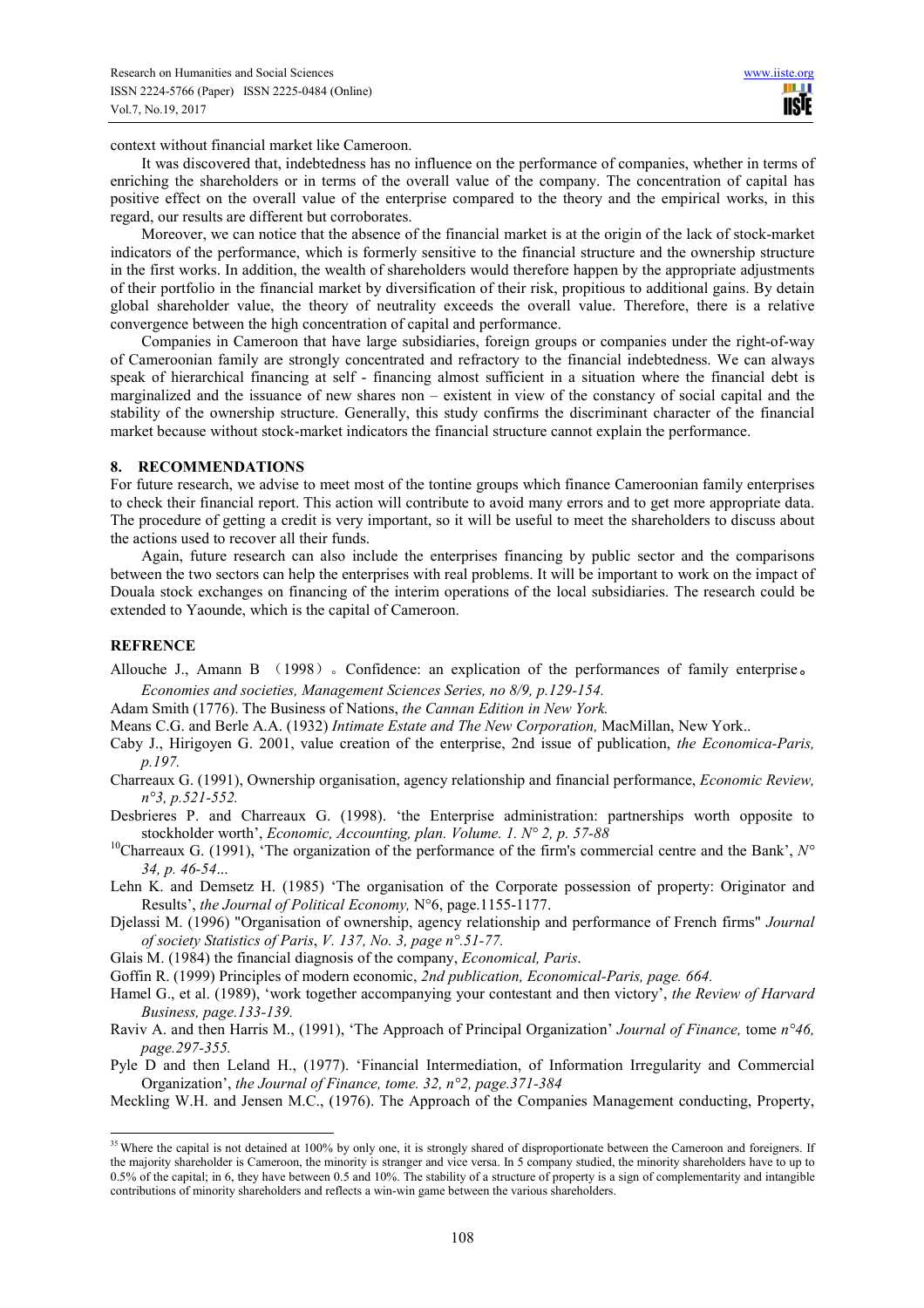context without financial market like Cameroon.

It was discovered that, indebtedness has no influence on the performance of companies, whether in terms of enriching the shareholders or in terms of the overall value of the company. The concentration of capital has positive effect on the overall value of the enterprise compared to the theory and the empirical works, in this regard, our results are different but corroborates.

Moreover, we can notice that the absence of the financial market is at the origin of the lack of stock-market indicators of the performance, which is formerly sensitive to the financial structure and the ownership structure in the first works. In addition, the wealth of shareholders would therefore happen by the appropriate adjustments of their portfolio in the financial market by diversification of their risk, propitious to additional gains. By detain global shareholder value, the theory of neutrality exceeds the overall value. Therefore, there is a relative convergence between the high concentration of capital and performance.

Companies in Cameroon that have large subsidiaries, foreign groups or companies under the right-of-way of Cameroonian family are strongly concentrated and refractory to the financial indebtedness. We can always speak of hierarchical financing at self - financing almost sufficient in a situation where the financial debt is marginalized and the issuance of new shares non – existent in view of the constancy of social capital and the stability of the ownership structure. Generally, this study confirms the discriminant character of the financial market because without stock-market indicators the financial structure cannot explain the performance.

## 8. RECOMMENDATIONS

For future research, we advise to meet most of the tontine groups which finance Cameroonian family enterprises to check their financial report. This action will contribute to avoid many errors and to get more appropriate data. The procedure of getting a credit is very important, so it will be useful to meet the shareholders to discuss about the actions used to recover all their funds.

Again, future research can also include the enterprises financing by public sector and the comparisons between the two sectors can help the enterprises with real problems. It will be important to work on the impact of Douala stock exchanges on financing of the interim operations of the local subsidiaries. The research could be extended to Yaounde, which is the capital of Cameroon.

## REFRENCE

Allouche J., Amann B （1998）。Confidence: an explication of the performances of family enterprise。 *Economies and societies, Management Sciences Series, no 8/9, p.129-154.*

Adam Smith (1776). The Business of Nations, *the Cannan Edition in New York.*

Means C.G. and Berle A.A. (1932) *Intimate Estate and The New Corporation,* MacMillan, New York..

Caby J., Hirigoyen G. 2001, value creation of the enterprise, 2nd issue of publication, *the Economica-Paris, p.197.*

Charreaux G. (1991), Ownership organisation, agency relationship and financial performance, *Economic Review, n°3, p.521-552.*

Desbrieres P. and Charreaux G. (1998). 'the Enterprise administration: partnerships worth opposite to stockholder worth', *Economic, Accounting, plan. Volume. 1. N° 2, p. 57-88*

[10]Charreaux G. (1991), 'The organization of the performance of the firm's commercial centre and the Bank', *N° 34, p. 46-54...*

Lehn K. and Demsetz H. (1985) 'The organisation of the Corporate possession of property: Originator and Results', *the Journal of Political Economy,* N°6, page.1155-1177.

Djelassi M. (1996) "Organisation of ownership, agency relationship and performance of French firms" *Journal of society Statistics of Paris*, *V. 137, No. 3, page n°.51-77.*

Glais M. (1984) the financial diagnosis of the company, *Economical, Paris*.

Goffin R. (1999) Principles of modern economic, *2nd publication, Economical-Paris, page. 664.*

Hamel G., et al. (1989), 'work together accompanying your contestant and then victory', *the Review of Harvard Business, page.133-139.*

Raviv A. and then Harris M., (1991), 'The Approach of Principal Organization' *Journal of Finance,* tome *n°46, page.297-355.*

Pyle D and then Leland H., (1977). 'Financial Intermediation, of Information Irregularity and Commercial Organization', *the Journal of Finance, tome. 32, n°2, page.371-384*

Meckling W.H. and Jensen M.C., (1976). The Approach of the Companies Management conducting, Property,

[35] Where the capital is not detained at 100% by only one, it is strongly shared of disproportionate between the Cameroon and foreigners. If the majority shareholder is Cameroon, the minority is stranger and vice versa. In 5 company studied, the minority shareholders have to up to 0.5% of the capital; in 6, they have between 0.5 and 10%. The stability of a structure of property is a sign of complementarity and intangible contributions of minority shareholders and reflects a win-win game between the various shareholders.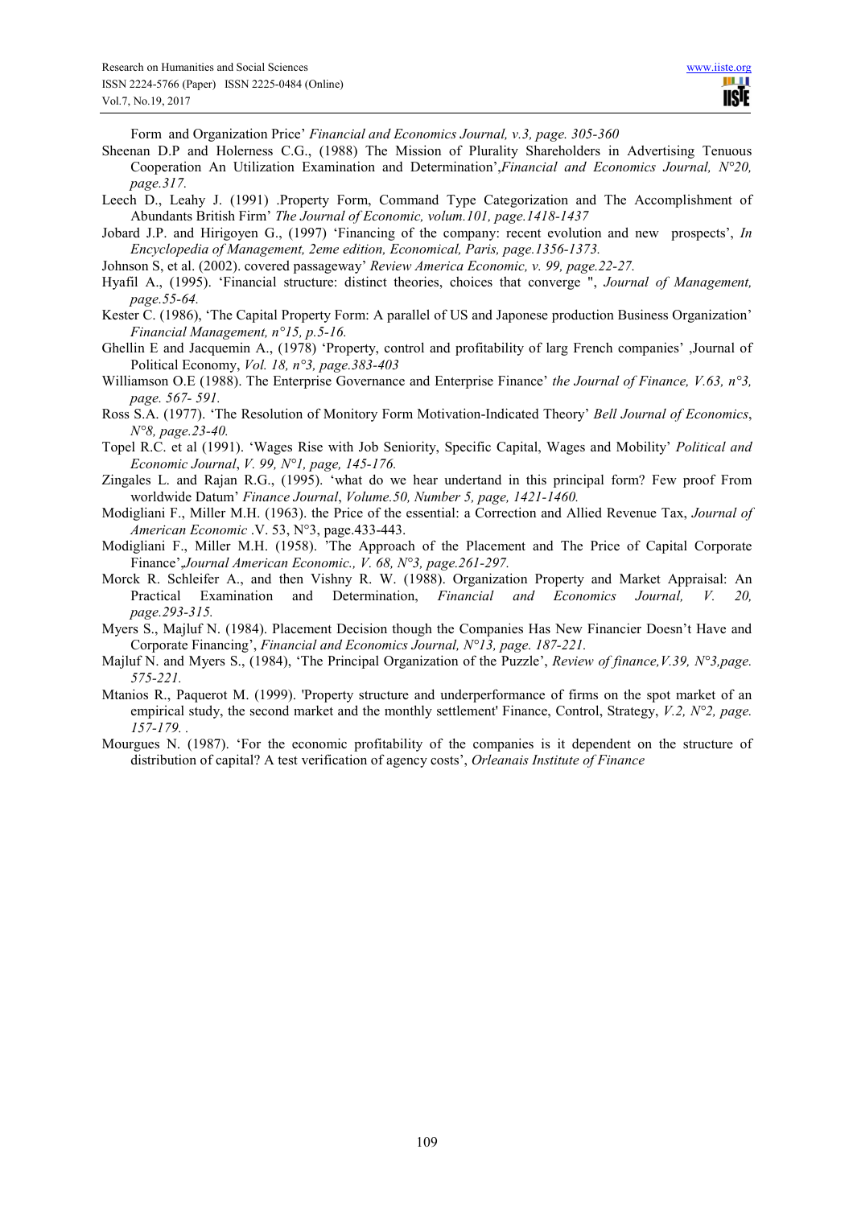Form and Organization Price' *Financial and Economics Journal, v.3, page. 305-360*

Sheenan D.P and Holerness C.G., (1988) The Mission of Plurality Shareholders in Advertising Tenuous Cooperation An Utilization Examination and Determination',*Financial and Economics Journal, N°20, page.317.*

Leech D., Leahy J. (1991) .Property Form, Command Type Categorization and The Accomplishment of Abundants British Firm' *The Journal of Economic, volum.101, page.1418-1437*

Jobard J.P. and Hirigoyen G., (1997) 'Financing of the company: recent evolution and new prospects', *In Encyclopedia of Management, 2eme edition, Economical, Paris, page.1356-1373.*

Johnson S, et al. (2002). covered passageway' *Review America Economic, v. 99, page.22-27.*

Hyafil A., (1995). 'Financial structure: distinct theories, choices that converge ", *Journal of Management, page.55-64.*

Kester C. (1986), 'The Capital Property Form: A parallel of US and Japonese production Business Organization' *Financial Management, n°15, p.5-16.*

Ghellin E and Jacquemin A., (1978) 'Property, control and profitability of larg French companies' ,Journal of Political Economy, *Vol. 18, n°3, page.383-403*

Williamson O.E (1988). The Enterprise Governance and Enterprise Finance' *the Journal of Finance, V.63, n°3, page. 567- 591.*

Ross S.A. (1977). 'The Resolution of Monitory Form Motivation-Indicated Theory' *Bell Journal of Economics*, *N°8, page.23-40.*

Topel R.C. et al (1991). 'Wages Rise with Job Seniority, Specific Capital, Wages and Mobility' *Political and Economic Journal*, *V. 99, N°1, page, 145-176.*

Zingales L. and Rajan R.G., (1995). 'what do we hear undertand in this principal form? Few proof From worldwide Datum' *Finance Journal*, *Volume.50, Number 5, page, 1421-1460.*

Modigliani F., Miller M.H. (1963). the Price of the essential: a Correction and Allied Revenue Tax, *Journal of American Economic* .V. 53, N°3, page.433-443.

Modigliani F., Miller M.H. (1958). 'The Approach of the Placement and The Price of Capital Corporate Finance',*Journal American Economic., V. 68, N°3, page.261-297.*

Morck R. Schleifer A., and then Vishny R. W. (1988). Organization Property and Market Appraisal: An Practical Examination and Determination, *Financial and Economics Journal, V. 20, page.293-315.*

Myers S., Majluf N. (1984). Placement Decision though the Companies Has New Financier Doesn't Have and Corporate Financing', *Financial and Economics Journal, N°13, page. 187-221.*

Majluf N. and Myers S., (1984), 'The Principal Organization of the Puzzle', *Review of finance,V.39, N°3,page. 575-221.*

Mtanios R., Paquerot M. (1999). 'Property structure and underperformance of firms on the spot market of an empirical study, the second market and the monthly settlement' Finance, Control, Strategy, *V.2, N°2, page. 157-179. .*

Mourgues N. (1987). 'For the economic profitability of the companies is it dependent on the structure of distribution of capital? A test verification of agency costs', *Orleanais Institute of Finance*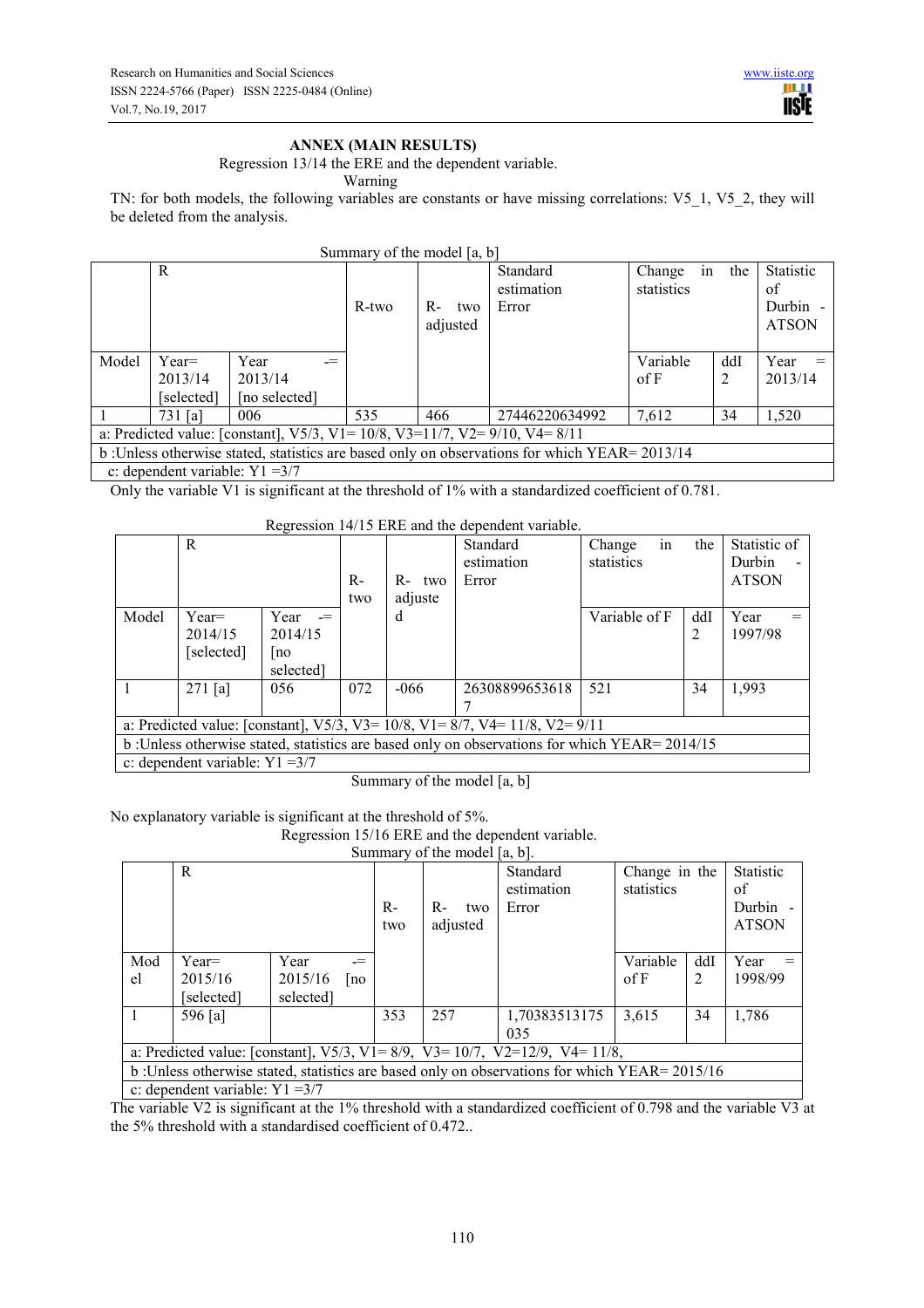**ANNEX (MAIN RESULTS)**

Regression 13/14 the ERE and the dependent variable.

Warning

TN: for both models, the following variables are constants or have missing correlations: V5_1, V5_2, they will be deleted from the analysis.

Summary of the model [a, b]

| | R | | R-two | R- two adjusted | Standard estimation Error | Change in the statistics | | Statistic of Durbin - ATSON |
|---|---|---|---|---|---|---|---|---|
| Model | Year= 2013/14 [selected] | Year -= 2013/14 [no selected] | | | | Variable of F | ddI 2 | Year = 2013/14 |
| 1 | 731 [a] | 006 | 535 | 466 | 27446220634992 | 7,612 | 34 | 1,520 |
| a: Predicted value: [constant], V5/3, V1= 10/8, V3=11/7, V2= 9/10, V4= 8/11 | | | | | | | | |
| b :Unless otherwise stated, statistics are based only on observations for which YEAR= 2013/14 | | | | | | | | |
| c: dependent variable: Y1 =3/7 | | | | | | | | |

Only the variable V1 is significant at the threshold of 1% with a standardized coefficient of 0.781.

Regression 14/15 ERE and the dependent variable.

| | R | | R-two | R- two adjusted | Standard estimation Error | Change in the statistics | | Statistic of Durbin - ATSON |
|---|---|---|---|---|---|---|---|---|
| Model | Year= 2014/15 [selected] | Year -= 2014/15 [no selected] | | | | Variable of F | ddI 2 | Year = 1997/98 |
| 1 | 271 [a] | 056 | 072 | -066 | 263088996536187 | 521 | 34 | 1,993 |
| a: Predicted value: [constant], V5/3, V3= 10/8, V1= 8/7, V4= 11/8, V2= 9/11 | | | | | | | | |
| b :Unless otherwise stated, statistics are based only on observations for which YEAR= 2014/15 | | | | | | | | |
| c: dependent variable: Y1 =3/7 | | | | | | | | |

Summary of the model [a, b]

No explanatory variable is significant at the threshold of 5%.

Regression 15/16 ERE and the dependent variable.

Summary of the model [a, b].

| | R | | R-two | R- two adjusted | Standard estimation Error | Change in the statistics | | Statistic of Durbin - ATSON |
|---|---|---|---|---|---|---|---|---|
| Model | Year= 2015/16 [selected] | Year -= 2015/16 [no selected] | | | | Variable of F | ddI 2 | Year = 1998/99 |
| 1 | 596 [a] | | 353 | 257 | 1,70383513175035 | 3,615 | 34 | 1,786 |
| a: Predicted value: [constant], V5/3, V1= 8/9, V3= 10/7, V2=12/9, V4= 11/8, | | | | | | | | |
| b :Unless otherwise stated, statistics are based only on observations for which YEAR= 2015/16 | | | | | | | | |
| c: dependent variable: Y1 =3/7 | | | | | | | | |

The variable V2 is significant at the 1% threshold with a standardized coefficient of 0.798 and the variable V3 at the 5% threshold with a standardised coefficient of 0.472..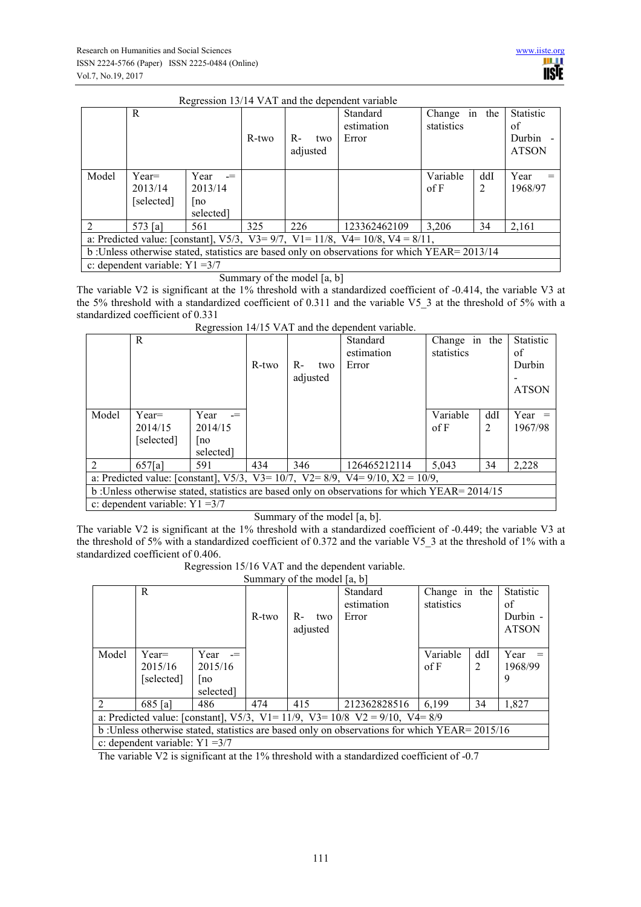Regression 13/14 VAT and the dependent variable

| | R | | R-two | R- two adjusted | Standard estimation Error | Change in the statistics | | Statistic of Durbin - ATSON |
|---|---|---|---|---|---|---|---|---|
| Model | Year= 2013/14 [selected] | Year -= 2013/14 [no selected] | | | | Variable of F | ddl 2 | Year = 1968/97 |
| 2 | 573 [a] | 561 | 325 | 226 | 123362462109 | 3,206 | 34 | 2,161 |
| a: Predicted value: [constant], V5/3, V3= 9/7, V1= 11/8, V4= 10/8, V4 = 8/11, | | | | | | | | |
| b :Unless otherwise stated, statistics are based only on observations for which YEAR= 2013/14 | | | | | | | | |
| c: dependent variable: Y1 =3/7 | | | | | | | | |

Summary of the model [a, b]

The variable V2 is significant at the 1% threshold with a standardized coefficient of -0.414, the variable V3 at the 5% threshold with a standardized coefficient of 0.311 and the variable V5_3 at the threshold of 5% with a standardized coefficient of 0.331

Regression 14/15 VAT and the dependent variable.

| | R | | R-two | R- two adjusted | Standard estimation Error | Change in the statistics | | Statistic of Durbin - ATSON |
|---|---|---|---|---|---|---|---|---|
| Model | Year= 2014/15 [selected] | Year -= 2014/15 [no selected] | | | | Variable of F | ddl 2 | Year = 1967/98 |
| 2 | 657[a] | 591 | 434 | 346 | 126465212114 | 5,043 | 34 | 2,228 |
| a: Predicted value: [constant], V5/3, V3= 10/7, V2= 8/9, V4= 9/10, X2 = 10/9, | | | | | | | | |
| b :Unless otherwise stated, statistics are based only on observations for which YEAR= 2014/15 | | | | | | | | |
| c: dependent variable: Y1 =3/7 | | | | | | | | |

Summary of the model [a, b].

The variable V2 is significant at the 1% threshold with a standardized coefficient of -0.449; the variable V3 at the threshold of 5% with a standardized coefficient of 0.372 and the variable V5_3 at the threshold of 1% with a standardized coefficient of 0.406.

Regression 15/16 VAT and the dependent variable.

Summary of the model [a, b]

| | R | | R-two | R- two adjusted | Standard estimation Error | Change in the statistics | | Statistic of Durbin - ATSON |
|---|---|---|---|---|---|---|---|---|
| Model | Year= 2015/16 [selected] | Year -= 2015/16 [no selected] | | | | Variable of F | ddl 2 | Year = 1968/99 9 |
| 2 | 685 [a] | 486 | 474 | 415 | 212362828516 | 6,199 | 34 | 1,827 |
| a: Predicted value: [constant], V5/3, V1= 11/9, V3= 10/8 V2 = 9/10, V4= 8/9 | | | | | | | | |
| b :Unless otherwise stated, statistics are based only on observations for which YEAR= 2015/16 | | | | | | | | |
| c: dependent variable: Y1 =3/7 | | | | | | | | |

The variable V2 is significant at the 1% threshold with a standardized coefficient of -0.7